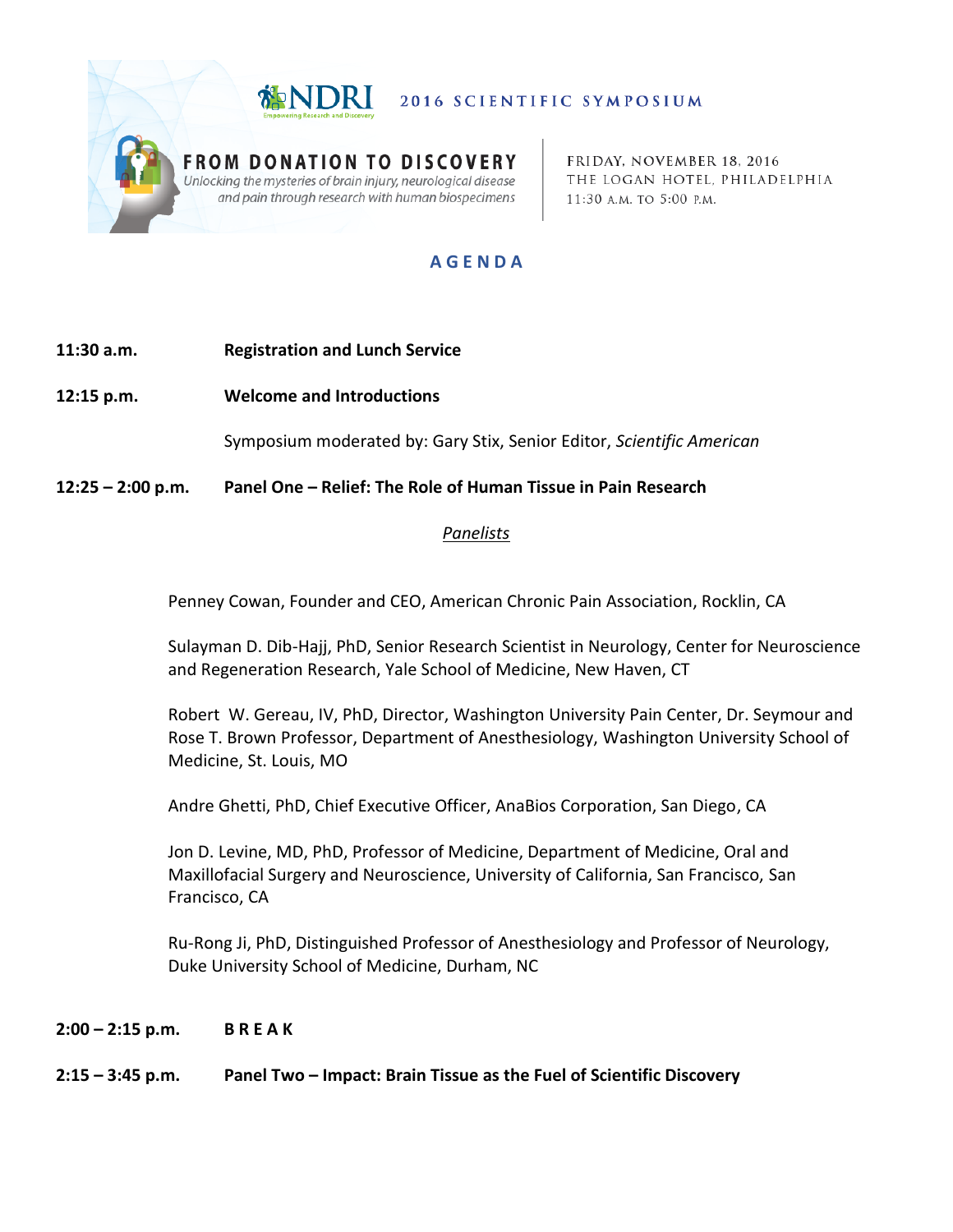NDRI
Empowering Research and Discovery

# 2016 SCIENTIFIC SYMPOSIUM

## FROM DONATION TO DISCOVERY

*Unlocking the mysteries of brain injury, neurological disease and pain through research with human biospecimens*

FRIDAY, NOVEMBER 18, 2016
THE LOGAN HOTEL, PHILADELPHIA
11:30 A.M. TO 5:00 P.M.

## AGENDA

**11:30 a.m.** **Registration and Lunch Service**

**12:15 p.m.** **Welcome and Introductions**

Symposium moderated by: Gary Stix, Senior Editor, *Scientific American*

**12:25 – 2:00 p.m.** **Panel One – Relief: The Role of Human Tissue in Pain Research**

*Panelists*

Penney Cowan, Founder and CEO, American Chronic Pain Association, Rocklin, CA

Sulayman D. Dib-Hajj, PhD, Senior Research Scientist in Neurology, Center for Neuroscience and Regeneration Research, Yale School of Medicine, New Haven, CT

Robert W. Gereau, IV, PhD, Director, Washington University Pain Center, Dr. Seymour and Rose T. Brown Professor, Department of Anesthesiology, Washington University School of Medicine, St. Louis, MO

Andre Ghetti, PhD, Chief Executive Officer, AnaBios Corporation, San Diego, CA

Jon D. Levine, MD, PhD, Professor of Medicine, Department of Medicine, Oral and Maxillofacial Surgery and Neuroscience, University of California, San Francisco, San Francisco, CA

Ru-Rong Ji, PhD, Distinguished Professor of Anesthesiology and Professor of Neurology, Duke University School of Medicine, Durham, NC

**2:00 – 2:15 p.m.** **BREAK**

**2:15 – 3:45 p.m.** **Panel Two – Impact: Brain Tissue as the Fuel of Scientific Discovery**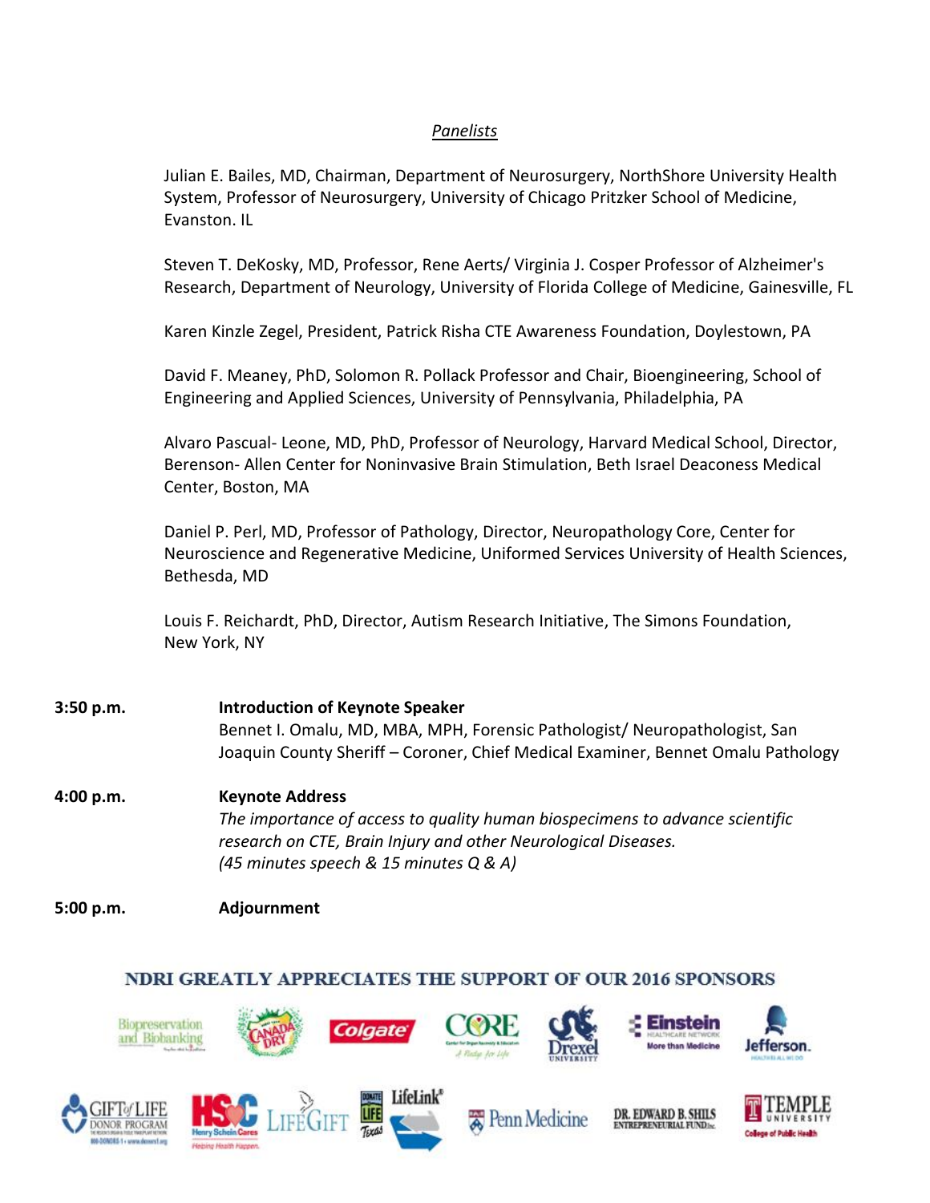*Panelists*

Julian E. Bailes, MD, Chairman, Department of Neurosurgery, NorthShore University Health System, Professor of Neurosurgery, University of Chicago Pritzker School of Medicine, Evanston. IL

Steven T. DeKosky, MD, Professor, Rene Aerts/ Virginia J. Cosper Professor of Alzheimer's Research, Department of Neurology, University of Florida College of Medicine, Gainesville, FL

Karen Kinzle Zegel, President, Patrick Risha CTE Awareness Foundation, Doylestown, PA

David F. Meaney, PhD, Solomon R. Pollack Professor and Chair, Bioengineering, School of Engineering and Applied Sciences, University of Pennsylvania, Philadelphia, PA

Alvaro Pascual- Leone, MD, PhD, Professor of Neurology, Harvard Medical School, Director, Berenson- Allen Center for Noninvasive Brain Stimulation, Beth Israel Deaconess Medical Center, Boston, MA

Daniel P. Perl, MD, Professor of Pathology, Director, Neuropathology Core, Center for Neuroscience and Regenerative Medicine, Uniformed Services University of Health Sciences, Bethesda, MD

Louis F. Reichardt, PhD, Director, Autism Research Initiative, The Simons Foundation, New York, NY

**3:50 p.m.** **Introduction of Keynote Speaker**
Bennet I. Omalu, MD, MBA, MPH, Forensic Pathologist/ Neuropathologist, San Joaquin County Sheriff – Coroner, Chief Medical Examiner, Bennet Omalu Pathology

**4:00 p.m.** **Keynote Address**
*The importance of access to quality human biospecimens to advance scientific research on CTE, Brain Injury and other Neurological Diseases.*
*(45 minutes speech & 15 minutes Q & A)*

**5:00 p.m.** **Adjournment**

**NDRI GREATLY APPRECIATES THE SUPPORT OF OUR 2016 SPONSORS**

Biopreservation and Biobanking
Canada Dry
Colgate
CORE Center for Organ Recovery & Education
Drexel University
Einstein Healthcare Network – More than Medicine
Jefferson
Gift of Life Donor Program
HSC Henry Schein Cares
LifeGift
Donate Life Texas
LifeLink
Penn Medicine
Dr. Edward B. Shils Entrepreneurial Fund Inc.
Temple University College of Public Health